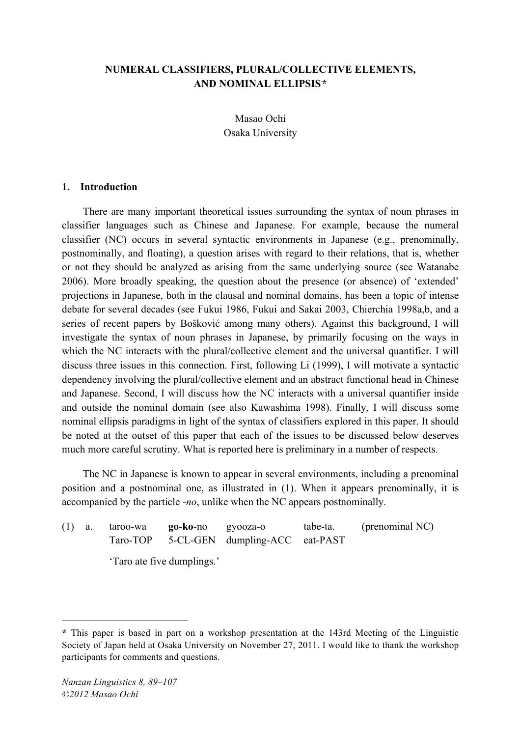# NUMERAL CLASSIFIERS, PLURAL/COLLECTIVE ELEMENTS, AND NOMINAL ELLIPSIS*

Masao Ochi
Osaka University

## 1. Introduction

There are many important theoretical issues surrounding the syntax of noun phrases in classifier languages such as Chinese and Japanese. For example, because the numeral classifier (NC) occurs in several syntactic environments in Japanese (e.g., prenominally, postnominally, and floating), a question arises with regard to their relations, that is, whether or not they should be analyzed as arising from the same underlying source (see Watanabe 2006). More broadly speaking, the question about the presence (or absence) of 'extended' projections in Japanese, both in the clausal and nominal domains, has been a topic of intense debate for several decades (see Fukui 1986, Fukui and Sakai 2003, Chierchia 1998a,b, and a series of recent papers by Bošković among many others). Against this background, I will investigate the syntax of noun phrases in Japanese, by primarily focusing on the ways in which the NC interacts with the plural/collective element and the universal quantifier. I will discuss three issues in this connection. First, following Li (1999), I will motivate a syntactic dependency involving the plural/collective element and an abstract functional head in Chinese and Japanese. Second, I will discuss how the NC interacts with a universal quantifier inside and outside the nominal domain (see also Kawashima 1998). Finally, I will discuss some nominal ellipsis paradigms in light of the syntax of classifiers explored in this paper. It should be noted at the outset of this paper that each of the issues to be discussed below deserves much more careful scrutiny. What is reported here is preliminary in a number of respects.

The NC in Japanese is known to appear in several environments, including a prenominal position and a postnominal one, as illustrated in (1). When it appears prenominally, it is accompanied by the particle *-no*, unlike when the NC appears postnominally.

(1) a. taroo-wa **go-ko**-no gyooza-o tabe-ta. (prenominal NC)
Taro-TOP 5-CL-GEN dumpling-ACC eat-PAST

'Taro ate five dumplings.'

---

**\*** This paper is based in part on a workshop presentation at the 143rd Meeting of the Linguistic Society of Japan held at Osaka University on November 27, 2011. I would like to thank the workshop participants for comments and questions.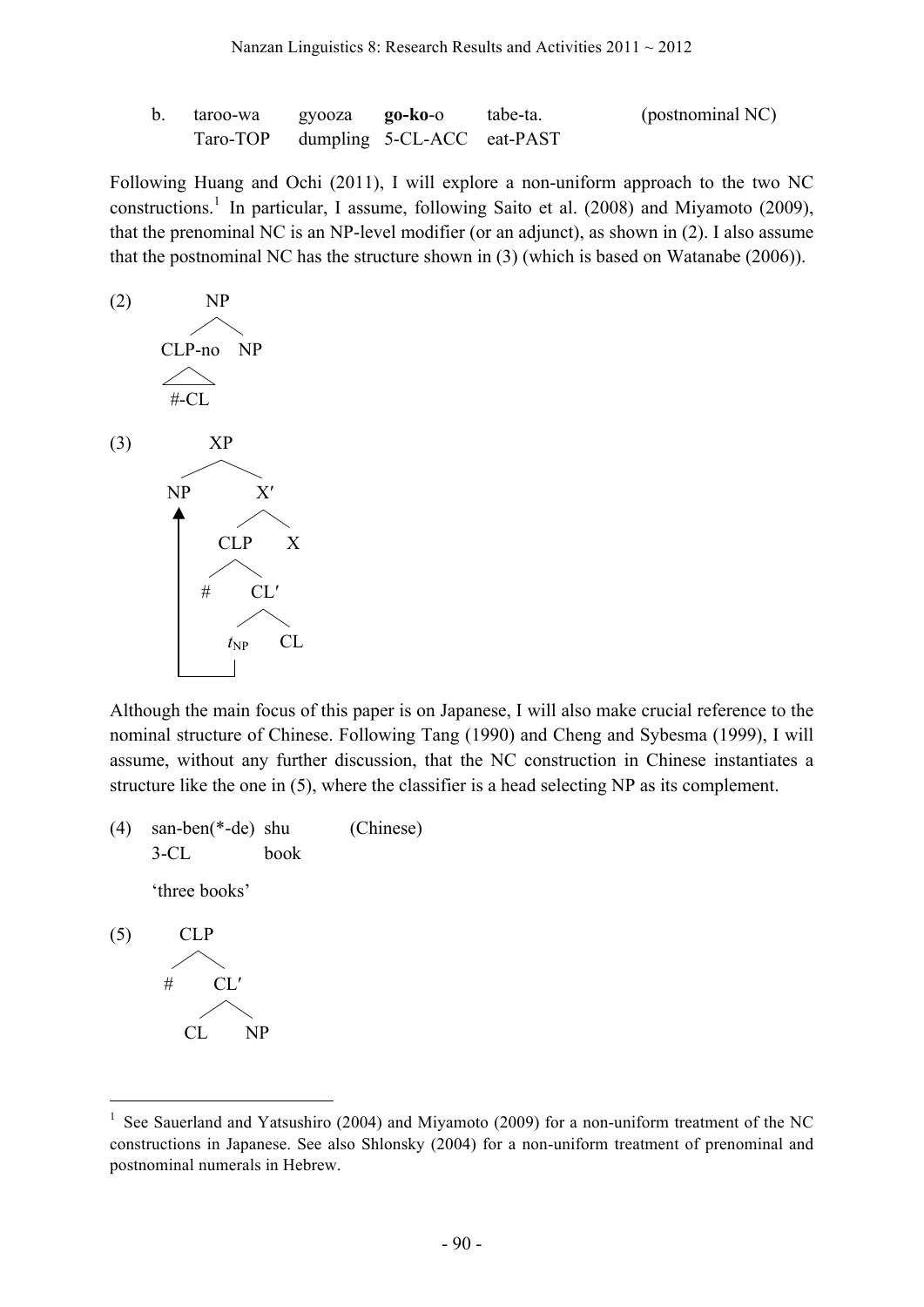b. taroo-wa gyooza **go-ko**-o tabe-ta. (postnominal NC)
   Taro-TOP dumpling 5-CL-ACC eat-PAST

Following Huang and Ochi (2011), I will explore a non-uniform approach to the two NC constructions.[1] In particular, I assume, following Saito et al. (2008) and Miyamoto (2009), that the prenominal NC is an NP-level modifier (or an adjunct), as shown in (2). I also assume that the postnominal NC has the structure shown in (3) (which is based on Watanabe (2006)).

(2)
```
        NP
       /  \
  CLP-no   NP
    /\
   #-CL
```

(3)
```
          XP
         /  \
       NP    X′
       ↑    /  \
       |  CLP   X
       |  /  \
       | #   CL′
       |    /  \
       └── t_NP  CL
```

Although the main focus of this paper is on Japanese, I will also make crucial reference to the nominal structure of Chinese. Following Tang (1990) and Cheng and Sybesma (1999), I will assume, without any further discussion, that the NC construction in Chinese instantiates a structure like the one in (5), where the classifier is a head selecting NP as its complement.

(4) san-ben(*-de) shu (Chinese)
    3-CL book
    'three books'

(5)
```
      CLP
     /   \
    #    CL′
        /  \
      CL    NP
```

---

[1] See Sauerland and Yatsushiro (2004) and Miyamoto (2009) for a non-uniform treatment of the NC constructions in Japanese. See also Shlonsky (2004) for a non-uniform treatment of prenominal and postnominal numerals in Hebrew.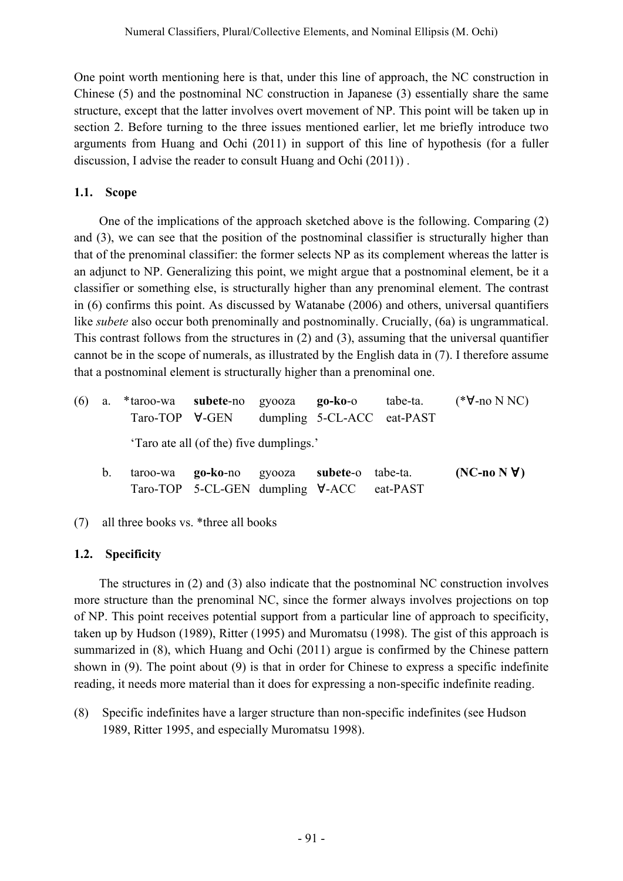One point worth mentioning here is that, under this line of approach, the NC construction in Chinese (5) and the postnominal NC construction in Japanese (3) essentially share the same structure, except that the latter involves overt movement of NP. This point will be taken up in section 2. Before turning to the three issues mentioned earlier, let me briefly introduce two arguments from Huang and Ochi (2011) in support of this line of hypothesis (for a fuller discussion, I advise the reader to consult Huang and Ochi (2011)) .

### 1.1. Scope

One of the implications of the approach sketched above is the following. Comparing (2) and (3), we can see that the position of the postnominal classifier is structurally higher than that of the prenominal classifier: the former selects NP as its complement whereas the latter is an adjunct to NP. Generalizing this point, we might argue that a postnominal element, be it a classifier or something else, is structurally higher than any prenominal element. The contrast in (6) confirms this point. As discussed by Watanabe (2006) and others, universal quantifiers like *subete* also occur both prenominally and postnominally. Crucially, (6a) is ungrammatical. This contrast follows from the structures in (2) and (3), assuming that the universal quantifier cannot be in the scope of numerals, as illustrated by the English data in (7). I therefore assume that a postnominal element is structurally higher than a prenominal one.

(6) a. *taroo-wa **subete**-no gyooza **go-ko**-o tabe-ta. (*∀-no N NC)
Taro-TOP ∀-GEN dumpling 5-CL-ACC eat-PAST
'Taro ate all (of the) five dumplings.'

b. taroo-wa **go-ko**-no gyooza **subete**-o tabe-ta. **(NC-no N ∀)**
Taro-TOP 5-CL-GEN dumpling ∀-ACC eat-PAST

(7) all three books vs. *three all books

### 1.2. Specificity

The structures in (2) and (3) also indicate that the postnominal NC construction involves more structure than the prenominal NC, since the former always involves projections on top of NP. This point receives potential support from a particular line of approach to specificity, taken up by Hudson (1989), Ritter (1995) and Muromatsu (1998). The gist of this approach is summarized in (8), which Huang and Ochi (2011) argue is confirmed by the Chinese pattern shown in (9). The point about (9) is that in order for Chinese to express a specific indefinite reading, it needs more material than it does for expressing a non-specific indefinite reading.

(8) Specific indefinites have a larger structure than non-specific indefinites (see Hudson 1989, Ritter 1995, and especially Muromatsu 1998).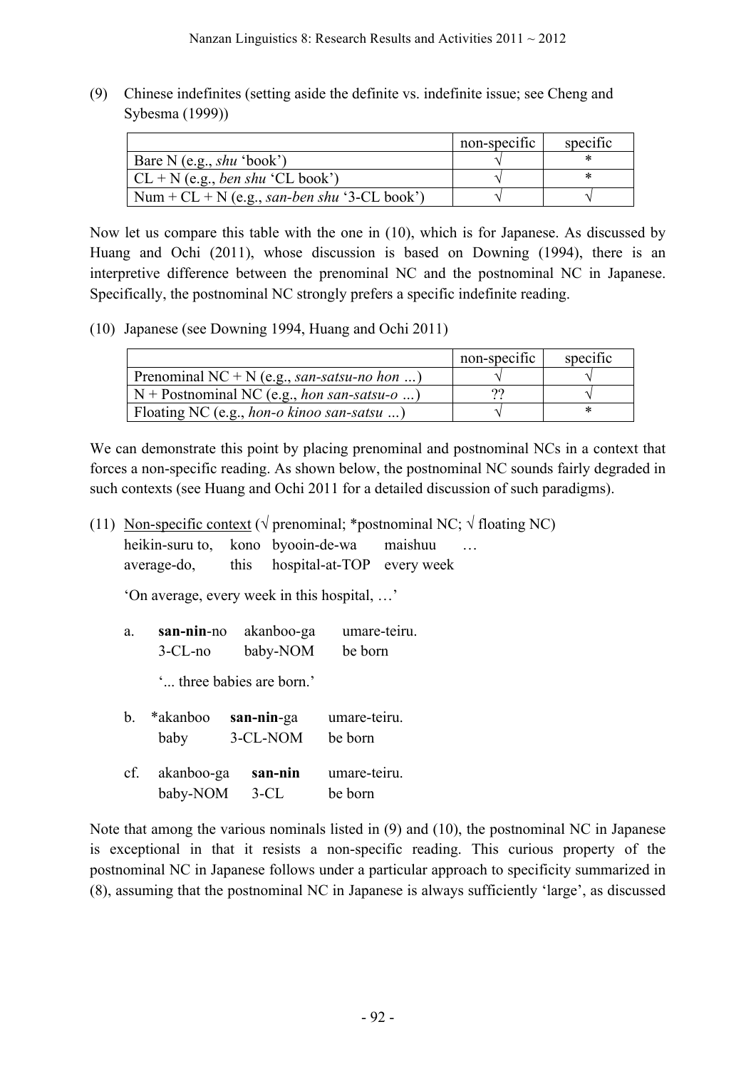(9) Chinese indefinites (setting aside the definite vs. indefinite issue; see Cheng and Sybesma (1999))

| | non-specific | specific |
|---|---|---|
| Bare N (e.g., *shu* 'book') | √ | * |
| CL + N (e.g., *ben shu* 'CL book') | √ | * |
| Num + CL + N (e.g., *san-ben shu* '3-CL book') | √ | √ |

Now let us compare this table with the one in (10), which is for Japanese. As discussed by Huang and Ochi (2011), whose discussion is based on Downing (1994), there is an interpretive difference between the prenominal NC and the postnominal NC in Japanese. Specifically, the postnominal NC strongly prefers a specific indefinite reading.

(10) Japanese (see Downing 1994, Huang and Ochi 2011)

| | non-specific | specific |
|---|---|---|
| Prenominal NC + N (e.g., *san-satsu-no hon …*) | √ | √ |
| N + Postnominal NC (e.g., *hon san-satsu-o …*) | ?? | √ |
| Floating NC (e.g., *hon-o kinoo san-satsu …*) | √ | * |

We can demonstrate this point by placing prenominal and postnominal NCs in a context that forces a non-specific reading. As shown below, the postnominal NC sounds fairly degraded in such contexts (see Huang and Ochi 2011 for a detailed discussion of such paradigms).

(11) <u>Non-specific context</u> (√ prenominal; *postnominal NC; √ floating NC)
heikin-suru to, kono byooin-de-wa maishuu …
average-do, this hospital-at-TOP every week

'On average, every week in this hospital, …'

a. **san-nin**-no akanboo-ga umare-teiru.
3-CL-no baby-NOM be born

'... three babies are born.'

b. *akanboo **san-nin**-ga umare-teiru.
baby 3-CL-NOM be born

cf. akanboo-ga **san-nin** umare-teiru.
baby-NOM 3-CL be born

Note that among the various nominals listed in (9) and (10), the postnominal NC in Japanese is exceptional in that it resists a non-specific reading. This curious property of the postnominal NC in Japanese follows under a particular approach to specificity summarized in (8), assuming that the postnominal NC in Japanese is always sufficiently 'large', as discussed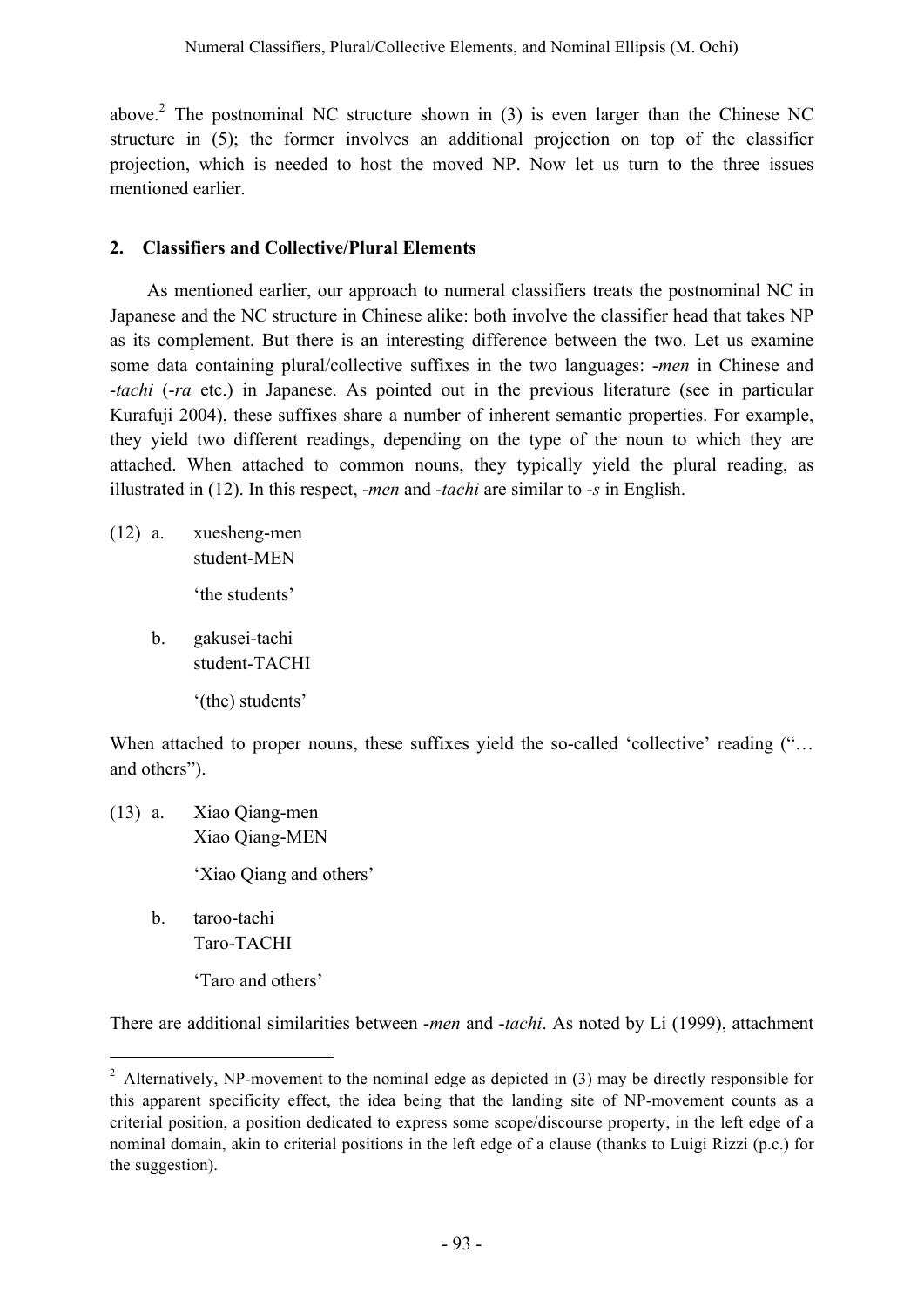above.[2] The postnominal NC structure shown in (3) is even larger than the Chinese NC structure in (5); the former involves an additional projection on top of the classifier projection, which is needed to host the moved NP. Now let us turn to the three issues mentioned earlier.

## 2. Classifiers and Collective/Plural Elements

As mentioned earlier, our approach to numeral classifiers treats the postnominal NC in Japanese and the NC structure in Chinese alike: both involve the classifier head that takes NP as its complement. But there is an interesting difference between the two. Let us examine some data containing plural/collective suffixes in the two languages: *-men* in Chinese and *-tachi* (*-ra* etc.) in Japanese. As pointed out in the previous literature (see in particular Kurafuji 2004), these suffixes share a number of inherent semantic properties. For example, they yield two different readings, depending on the type of the noun to which they are attached. When attached to common nouns, they typically yield the plural reading, as illustrated in (12). In this respect, *-men* and *-tachi* are similar to *-s* in English.

(12) a. xuesheng-men
student-MEN
'the students'

b. gakusei-tachi
student-TACHI
'(the) students'

When attached to proper nouns, these suffixes yield the so-called 'collective' reading ("… and others").

(13) a. Xiao Qiang-men
Xiao Qiang-MEN
'Xiao Qiang and others'

b. taroo-tachi
Taro-TACHI
'Taro and others'

There are additional similarities between *-men* and *-tachi*. As noted by Li (1999), attachment

---

[2] Alternatively, NP-movement to the nominal edge as depicted in (3) may be directly responsible for this apparent specificity effect, the idea being that the landing site of NP-movement counts as a criterial position, a position dedicated to express some scope/discourse property, in the left edge of a nominal domain, akin to criterial positions in the left edge of a clause (thanks to Luigi Rizzi (p.c.) for the suggestion).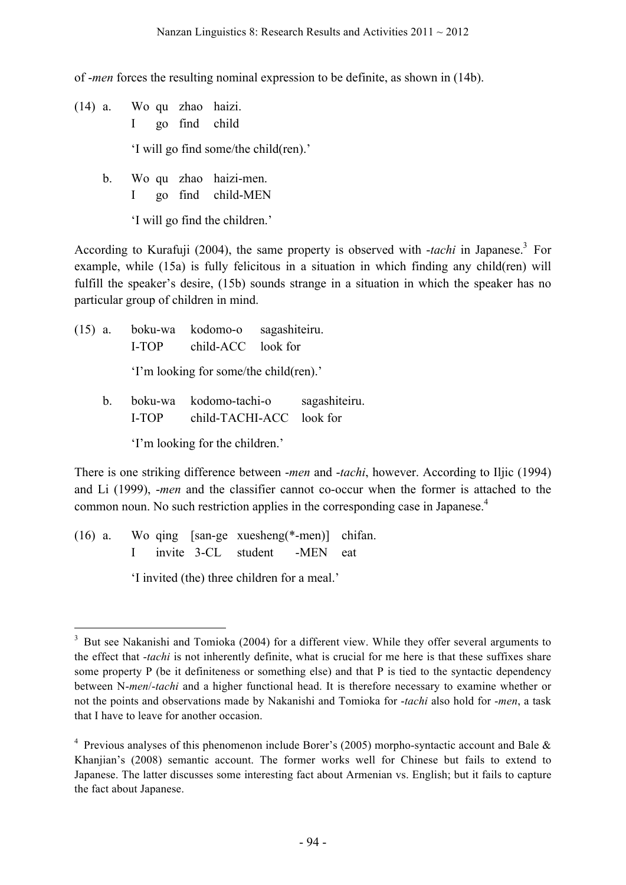of *-men* forces the resulting nominal expression to be definite, as shown in (14b).

(14) a. Wo qu zhao haizi.
I go find child
'I will go find some/the child(ren).'

b. Wo qu zhao haizi-men.
I go find child-MEN
'I will go find the children.'

According to Kurafuji (2004), the same property is observed with *-tachi* in Japanese.[3] For example, while (15a) is fully felicitous in a situation in which finding any child(ren) will fulfill the speaker's desire, (15b) sounds strange in a situation in which the speaker has no particular group of children in mind.

(15) a. boku-wa kodomo-o sagashiteiru.
I-TOP child-ACC look for
'I'm looking for some/the child(ren).'

b. boku-wa kodomo-tachi-o sagashiteiru.
I-TOP child-TACHI-ACC look for
'I'm looking for the children.'

There is one striking difference between *-men* and *-tachi*, however. According to Iljic (1994) and Li (1999), *-men* and the classifier cannot co-occur when the former is attached to the common noun. No such restriction applies in the corresponding case in Japanese.[4]

(16) a. Wo qing [san-ge xuesheng(*-men)] chifan.
I invite 3-CL student -MEN eat
'I invited (the) three children for a meal.'

---

[3] But see Nakanishi and Tomioka (2004) for a different view. While they offer several arguments to the effect that *-tachi* is not inherently definite, what is crucial for me here is that these suffixes share some property P (be it definiteness or something else) and that P is tied to the syntactic dependency between N-*men*/-*tachi* and a higher functional head. It is therefore necessary to examine whether or not the points and observations made by Nakanishi and Tomioka for *-tachi* also hold for *-men*, a task that I have to leave for another occasion.

[4] Previous analyses of this phenomenon include Borer's (2005) morpho-syntactic account and Bale & Khanjian's (2008) semantic account. The former works well for Chinese but fails to extend to Japanese. The latter discusses some interesting fact about Armenian vs. English; but it fails to capture the fact about Japanese.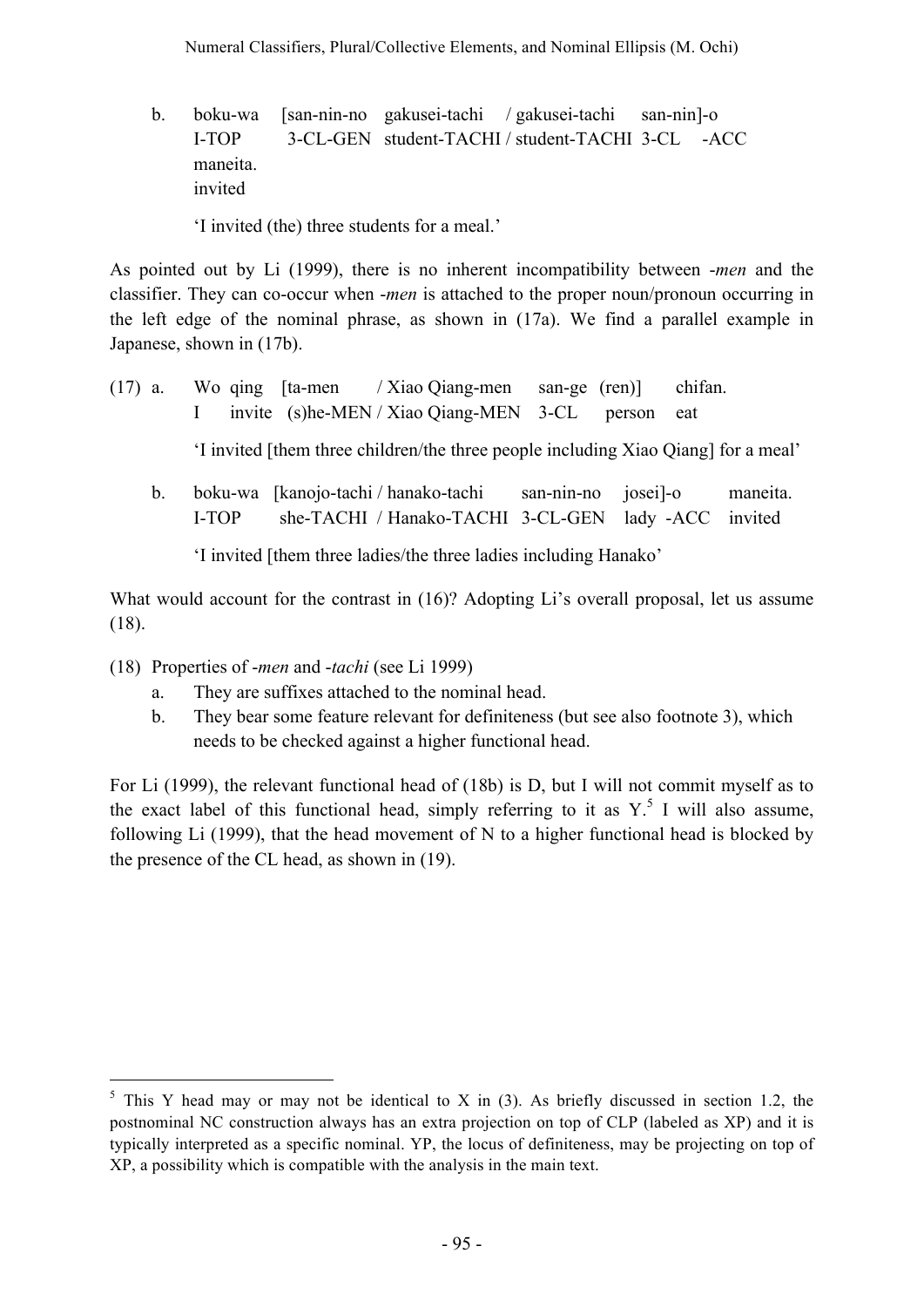b. boku-wa [san-nin-no gakusei-tachi / gakusei-tachi san-nin]-o
   I-TOP 3-CL-GEN student-TACHI / student-TACHI 3-CL -ACC
   maneita.
   invited

   'I invited (the) three students for a meal.'

As pointed out by Li (1999), there is no inherent incompatibility between *-men* and the classifier. They can co-occur when *-men* is attached to the proper noun/pronoun occurring in the left edge of the nominal phrase, as shown in (17a). We find a parallel example in Japanese, shown in (17b).

(17) a. Wo qing [ta-men / Xiao Qiang-men san-ge (ren)] chifan.
   I invite (s)he-MEN / Xiao Qiang-MEN 3-CL person eat

   'I invited [them three children/the three people including Xiao Qiang] for a meal'

b. boku-wa [kanojo-tachi / hanako-tachi san-nin-no josei]-o maneita.
   I-TOP she-TACHI / Hanako-TACHI 3-CL-GEN lady -ACC invited

   'I invited [them three ladies/the three ladies including Hanako'

What would account for the contrast in (16)? Adopting Li's overall proposal, let us assume (18).

(18) Properties of *-men* and *-tachi* (see Li 1999)
   a. They are suffixes attached to the nominal head.
   b. They bear some feature relevant for definiteness (but see also footnote 3), which needs to be checked against a higher functional head.

For Li (1999), the relevant functional head of (18b) is D, but I will not commit myself as to the exact label of this functional head, simply referring to it as Y.[5] I will also assume, following Li (1999), that the head movement of N to a higher functional head is blocked by the presence of the CL head, as shown in (19).

---

[5] This Y head may or may not be identical to X in (3). As briefly discussed in section 1.2, the postnominal NC construction always has an extra projection on top of CLP (labeled as XP) and it is typically interpreted as a specific nominal. YP, the locus of definiteness, may be projecting on top of XP, a possibility which is compatible with the analysis in the main text.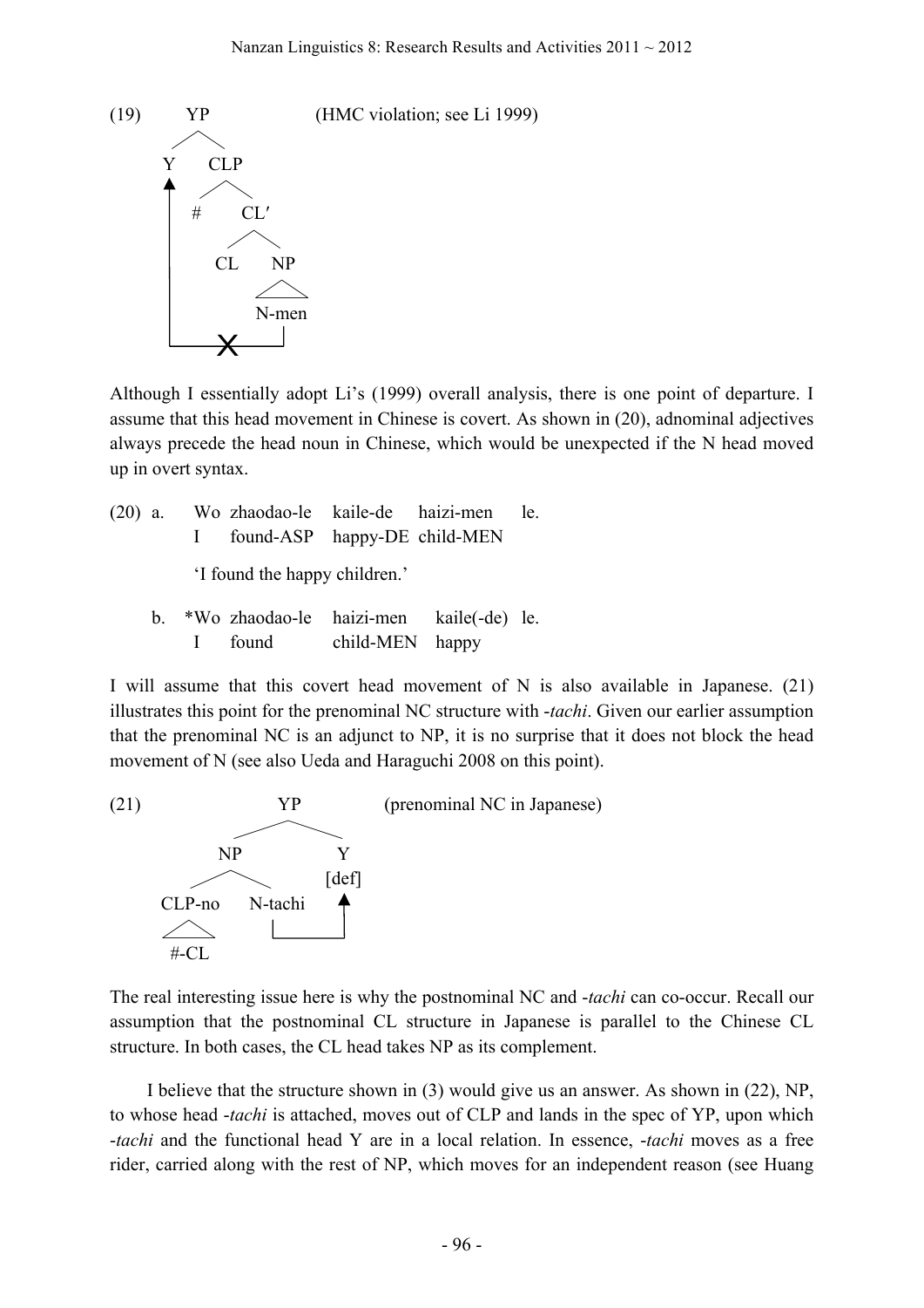(19) YP (HMC violation; see Li 1999)

```
        YP
       /  \
      Y    CLP
      ^   /   \
      |  #     CL′
      |       /   \
      |     CL     NP
      |            /\
      |          N-men
      |_____X______|
```

Although I essentially adopt Li's (1999) overall analysis, there is one point of departure. I assume that this head movement in Chinese is covert. As shown in (20), adnominal adjectives always precede the head noun in Chinese, which would be unexpected if the N head moved up in overt syntax.

(20) a. Wo zhaodao-le kaile-de haizi-men le.
I found-ASP happy-DE child-MEN

'I found the happy children.'

b. *Wo zhaodao-le haizi-men kaile(-de) le.
I found child-MEN happy

I will assume that this covert head movement of N is also available in Japanese. (21) illustrates this point for the prenominal NC structure with -*tachi*. Given our earlier assumption that the prenominal NC is an adjunct to NP, it is no surprise that it does not block the head movement of N (see also Ueda and Haraguchi 2008 on this point).

(21) (prenominal NC in Japanese)

```
             YP
           /    \
         NP      Y
        /  \    [def]
   CLP-no  N-tachi  ^
     /\       |_____|
    #-CL
```

The real interesting issue here is why the postnominal NC and -*tachi* can co-occur. Recall our assumption that the postnominal CL structure in Japanese is parallel to the Chinese CL structure. In both cases, the CL head takes NP as its complement.

I believe that the structure shown in (3) would give us an answer. As shown in (22), NP, to whose head -*tachi* is attached, moves out of CLP and lands in the spec of YP, upon which -*tachi* and the functional head Y are in a local relation. In essence, -*tachi* moves as a free rider, carried along with the rest of NP, which moves for an independent reason (see Huang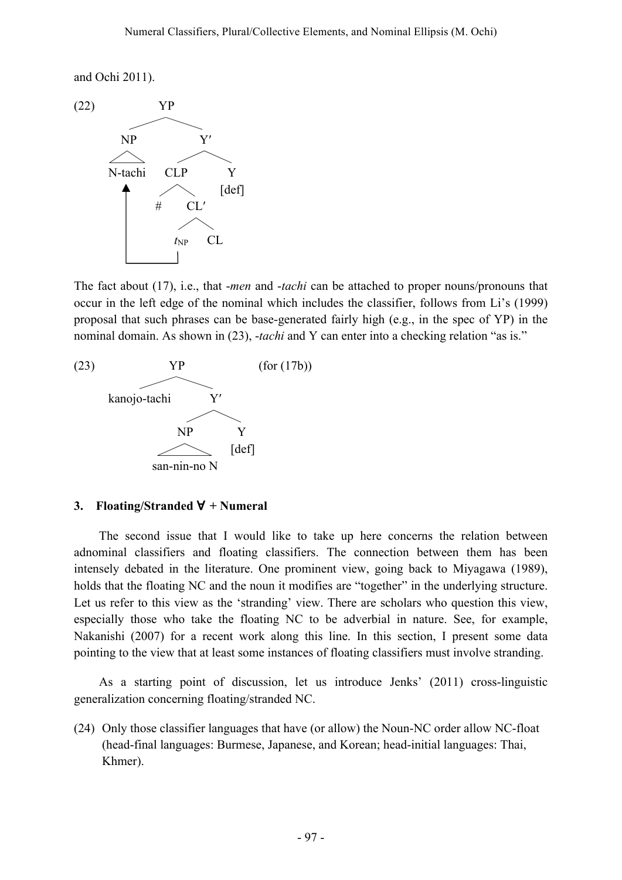and Ochi 2011).

(22)

```
              YP
           /      \
         NP        Y′
         /\       /   \
     N-tachi   CLP      Y
        ▲      /  \    [def]
        |     #    CL′
        |         /   \
        |      t_NP    CL
        |________|
```

The fact about (17), i.e., that *-men* and *-tachi* can be attached to proper nouns/pronouns that occur in the left edge of the nominal which includes the classifier, follows from Li's (1999) proposal that such phrases can be base-generated fairly high (e.g., in the spec of YP) in the nominal domain. As shown in (23), *-tachi* and Y can enter into a checking relation "as is."

(23) (for (17b))

```
              YP
           /      \
   kanojo-tachi    Y′
                 /    \
               NP      Y
               /\     [def]
         san-nin-no N
```

### 3. Floating/Stranded ∀ + Numeral

The second issue that I would like to take up here concerns the relation between adnominal classifiers and floating classifiers. The connection between them has been intensely debated in the literature. One prominent view, going back to Miyagawa (1989), holds that the floating NC and the noun it modifies are "together" in the underlying structure. Let us refer to this view as the 'stranding' view. There are scholars who question this view, especially those who take the floating NC to be adverbial in nature. See, for example, Nakanishi (2007) for a recent work along this line. In this section, I present some data pointing to the view that at least some instances of floating classifiers must involve stranding.

As a starting point of discussion, let us introduce Jenks' (2011) cross-linguistic generalization concerning floating/stranded NC.

(24) Only those classifier languages that have (or allow) the Noun-NC order allow NC-float (head-final languages: Burmese, Japanese, and Korean; head-initial languages: Thai, Khmer).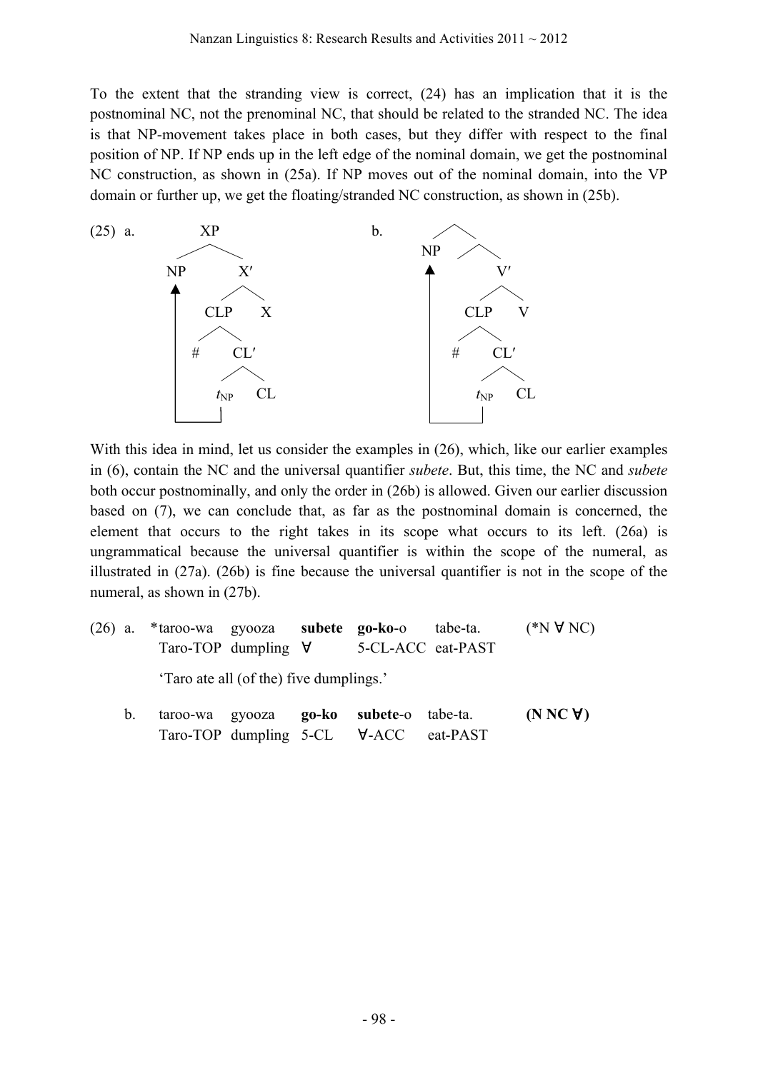To the extent that the stranding view is correct, (24) has an implication that it is the postnominal NC, not the prenominal NC, that should be related to the stranded NC. The idea is that NP-movement takes place in both cases, but they differ with respect to the final position of NP. If NP ends up in the left edge of the nominal domain, we get the postnominal NC construction, as shown in (25a). If NP moves out of the nominal domain, into the VP domain or further up, we get the floating/stranded NC construction, as shown in (25b).

(25) a. [XP NP [X′ [CLP # [CL′ $t_{NP}$ CL]] X]]

b. [ NP [V′ [CLP # [CL′ $t_{NP}$ CL]] V]]

With this idea in mind, let us consider the examples in (26), which, like our earlier examples in (6), contain the NC and the universal quantifier *subete*. But, this time, the NC and *subete* both occur postnominally, and only the order in (26b) is allowed. Given our earlier discussion based on (7), we can conclude that, as far as the postnominal domain is concerned, the element that occurs to the right takes in its scope what occurs to its left. (26a) is ungrammatical because the universal quantifier is within the scope of the numeral, as illustrated in (27a). (26b) is fine because the universal quantifier is not in the scope of the numeral, as shown in (27b).

(26) a. *taroo-wa gyooza **subete** **go-ko**-o tabe-ta. (*N ∀ NC)
Taro-TOP dumpling ∀ 5-CL-ACC eat-PAST

'Taro ate all (of the) five dumplings.'

b. taroo-wa gyooza **go-ko** **subete**-o tabe-ta. **(N NC ∀)**
Taro-TOP dumpling 5-CL ∀-ACC eat-PAST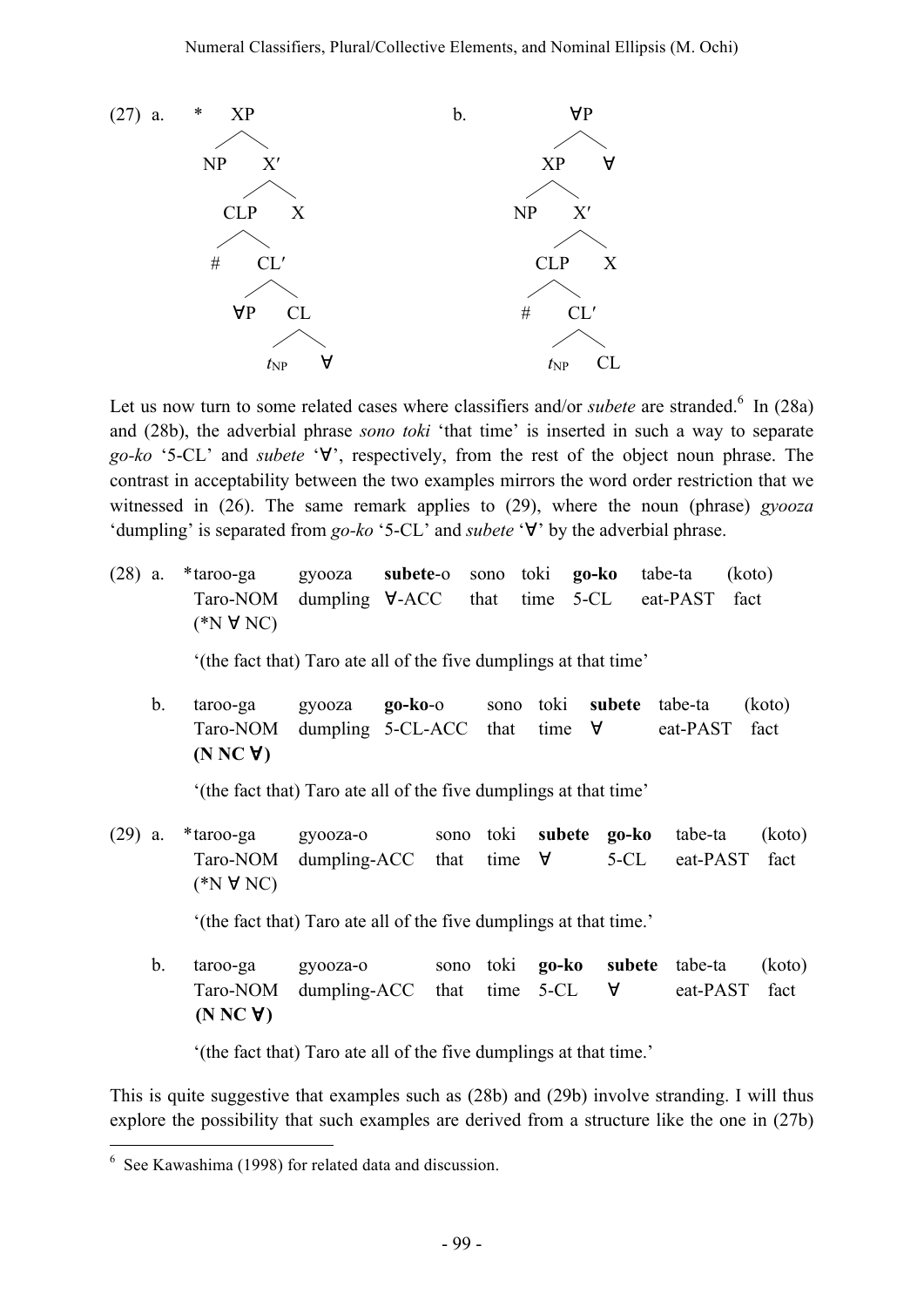(27) a. * XP

```
        XP
       /  \
     NP    X′
          /  \
        CLP    X
       /  \
      #    CL′
          /  \
        ∀P    CL
             /  \
          t_NP   ∀
```

b.

```
            ∀P
           /  \
         XP    ∀
        /  \
      NP    X′
           /  \
         CLP    X
        /  \
       #    CL′
           /  \
        t_NP   CL
```

Let us now turn to some related cases where classifiers and/or *subete* are stranded.[6] In (28a) and (28b), the adverbial phrase *sono toki* 'that time' is inserted in such a way to separate *go-ko* '5-CL' and *subete* '∀', respectively, from the rest of the object noun phrase. The contrast in acceptability between the two examples mirrors the word order restriction that we witnessed in (26). The same remark applies to (29), where the noun (phrase) *gyooza* 'dumpling' is separated from *go-ko* '5-CL' and *subete* '∀' by the adverbial phrase.

(28) a. *taroo-ga gyooza **subete**-o sono toki **go-ko** tabe-ta (koto)
Taro-NOM dumpling ∀-ACC that time 5-CL eat-PAST fact
(*N ∀ NC)

'(the fact that) Taro ate all of the five dumplings at that time'

b. taroo-ga gyooza **go-ko**-o sono toki **subete** tabe-ta (koto)
Taro-NOM dumpling 5-CL-ACC that time ∀ eat-PAST fact
**(N NC ∀)**

'(the fact that) Taro ate all of the five dumplings at that time'

(29) a. *taroo-ga gyooza-o sono toki **subete** **go-ko** tabe-ta (koto)
Taro-NOM dumpling-ACC that time ∀ 5-CL eat-PAST fact
(*N ∀ NC)

'(the fact that) Taro ate all of the five dumplings at that time.'

b. taroo-ga gyooza-o sono toki **go-ko** **subete** tabe-ta (koto)
Taro-NOM dumpling-ACC that time 5-CL ∀ eat-PAST fact
**(N NC ∀)**

'(the fact that) Taro ate all of the five dumplings at that time.'

This is quite suggestive that examples such as (28b) and (29b) involve stranding. I will thus explore the possibility that such examples are derived from a structure like the one in (27b)

[6] See Kawashima (1998) for related data and discussion.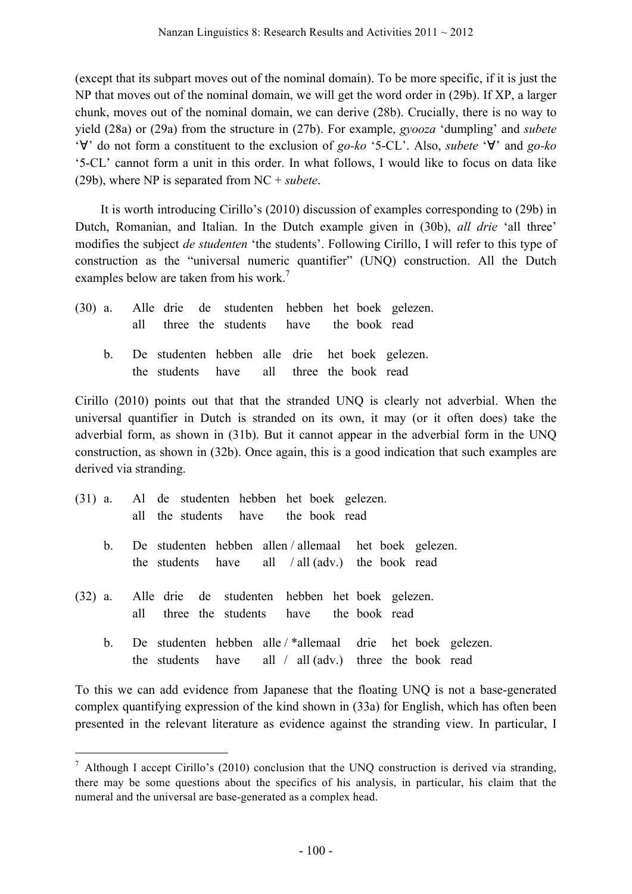(except that its subpart moves out of the nominal domain). To be more specific, if it is just the NP that moves out of the nominal domain, we will get the word order in (29b). If XP, a larger chunk, moves out of the nominal domain, we can derive (28b). Crucially, there is no way to yield (28a) or (29a) from the structure in (27b). For example, *gyooza* 'dumpling' and *subete* '∀' do not form a constituent to the exclusion of *go-ko* '5-CL'. Also, *subete* '∀' and *go-ko* '5-CL' cannot form a unit in this order. In what follows, I would like to focus on data like (29b), where NP is separated from NC + *subete*.

It is worth introducing Cirillo's (2010) discussion of examples corresponding to (29b) in Dutch, Romanian, and Italian. In the Dutch example given in (30b), *all drie* 'all three' modifies the subject *de studenten* 'the students'. Following Cirillo, I will refer to this type of construction as the "universal numeric quantifier" (UNQ) construction. All the Dutch examples below are taken from his work.[7]

(30) a. Alle drie de studenten hebben het boek gelezen.
    all three the students have the book read

  b. De studenten hebben alle drie het boek gelezen.
    the students have all three the book read

Cirillo (2010) points out that that the stranded UNQ is clearly not adverbial. When the universal quantifier in Dutch is stranded on its own, it may (or it often does) take the adverbial form, as shown in (31b). But it cannot appear in the adverbial form in the UNQ construction, as shown in (32b). Once again, this is a good indication that such examples are derived via stranding.

(31) a. Al de studenten hebben het boek gelezen.
    all the students have the book read

  b. De studenten hebben allen / allemaal het boek gelezen.
    the students have all / all (adv.) the book read

(32) a. Alle drie de studenten hebben het boek gelezen.
    all three the students have the book read

  b. De studenten hebben alle / *allemaal drie het boek gelezen.
    the students have all / all (adv.) three the book read

To this we can add evidence from Japanese that the floating UNQ is not a base-generated complex quantifying expression of the kind shown in (33a) for English, which has often been presented in the relevant literature as evidence against the stranding view. In particular, I

[7] Although I accept Cirillo's (2010) conclusion that the UNQ construction is derived via stranding, there may be some questions about the specifics of his analysis, in particular, his claim that the numeral and the universal are base-generated as a complex head.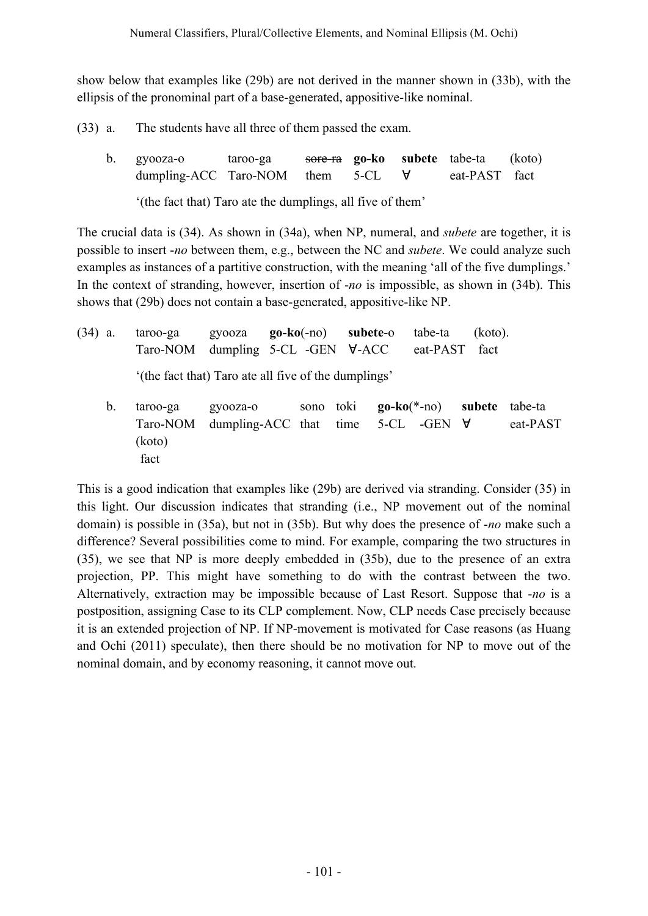show below that examples like (29b) are not derived in the manner shown in (33b), with the ellipsis of the pronominal part of a base-generated, appositive-like nominal.

(33) a. The students have all three of them passed the exam.

b. gyooza-o &nbsp;&nbsp;&nbsp; taroo-ga &nbsp;&nbsp;&nbsp; ~~sore-ra~~ &nbsp;&nbsp;&nbsp; **go-ko** &nbsp;&nbsp;&nbsp; **subete** &nbsp;&nbsp;&nbsp; tabe-ta &nbsp;&nbsp;&nbsp; (koto)
&nbsp;&nbsp;&nbsp; dumpling-ACC &nbsp;&nbsp;&nbsp; Taro-NOM &nbsp;&nbsp;&nbsp; them &nbsp;&nbsp;&nbsp; 5-CL &nbsp;&nbsp;&nbsp; ∀ &nbsp;&nbsp;&nbsp; eat-PAST &nbsp;&nbsp;&nbsp; fact

&nbsp;&nbsp;&nbsp; '(the fact that) Taro ate the dumplings, all five of them'

The crucial data is (34). As shown in (34a), when NP, numeral, and *subete* are together, it is possible to insert -*no* between them, e.g., between the NC and *subete*. We could analyze such examples as instances of a partitive construction, with the meaning 'all of the five dumplings.' In the context of stranding, however, insertion of -*no* is impossible, as shown in (34b). This shows that (29b) does not contain a base-generated, appositive-like NP.

(34) a. taroo-ga &nbsp;&nbsp;&nbsp; gyooza &nbsp;&nbsp;&nbsp; **go-ko**(-no) &nbsp;&nbsp;&nbsp; **subete**-o &nbsp;&nbsp;&nbsp; tabe-ta &nbsp;&nbsp;&nbsp; (koto).
&nbsp;&nbsp;&nbsp; Taro-NOM &nbsp;&nbsp;&nbsp; dumpling &nbsp;&nbsp;&nbsp; 5-CL -GEN &nbsp;&nbsp;&nbsp; ∀-ACC &nbsp;&nbsp;&nbsp; eat-PAST &nbsp;&nbsp;&nbsp; fact

&nbsp;&nbsp;&nbsp; '(the fact that) Taro ate all five of the dumplings'

b. taroo-ga &nbsp;&nbsp;&nbsp; gyooza-o &nbsp;&nbsp;&nbsp; sono &nbsp;&nbsp;&nbsp; toki &nbsp;&nbsp;&nbsp; **go-ko**(*-no) &nbsp;&nbsp;&nbsp; **subete** &nbsp;&nbsp;&nbsp; tabe-ta (koto)
&nbsp;&nbsp;&nbsp; Taro-NOM &nbsp;&nbsp;&nbsp; dumpling-ACC &nbsp;&nbsp;&nbsp; that &nbsp;&nbsp;&nbsp; time &nbsp;&nbsp;&nbsp; 5-CL -GEN &nbsp;&nbsp;&nbsp; ∀ &nbsp;&nbsp;&nbsp; eat-PAST fact

This is a good indication that examples like (29b) are derived via stranding. Consider (35) in this light. Our discussion indicates that stranding (i.e., NP movement out of the nominal domain) is possible in (35a), but not in (35b). But why does the presence of -*no* make such a difference? Several possibilities come to mind. For example, comparing the two structures in (35), we see that NP is more deeply embedded in (35b), due to the presence of an extra projection, PP. This might have something to do with the contrast between the two. Alternatively, extraction may be impossible because of Last Resort. Suppose that -*no* is a postposition, assigning Case to its CLP complement. Now, CLP needs Case precisely because it is an extended projection of NP. If NP-movement is motivated for Case reasons (as Huang and Ochi (2011) speculate), then there should be no motivation for NP to move out of the nominal domain, and by economy reasoning, it cannot move out.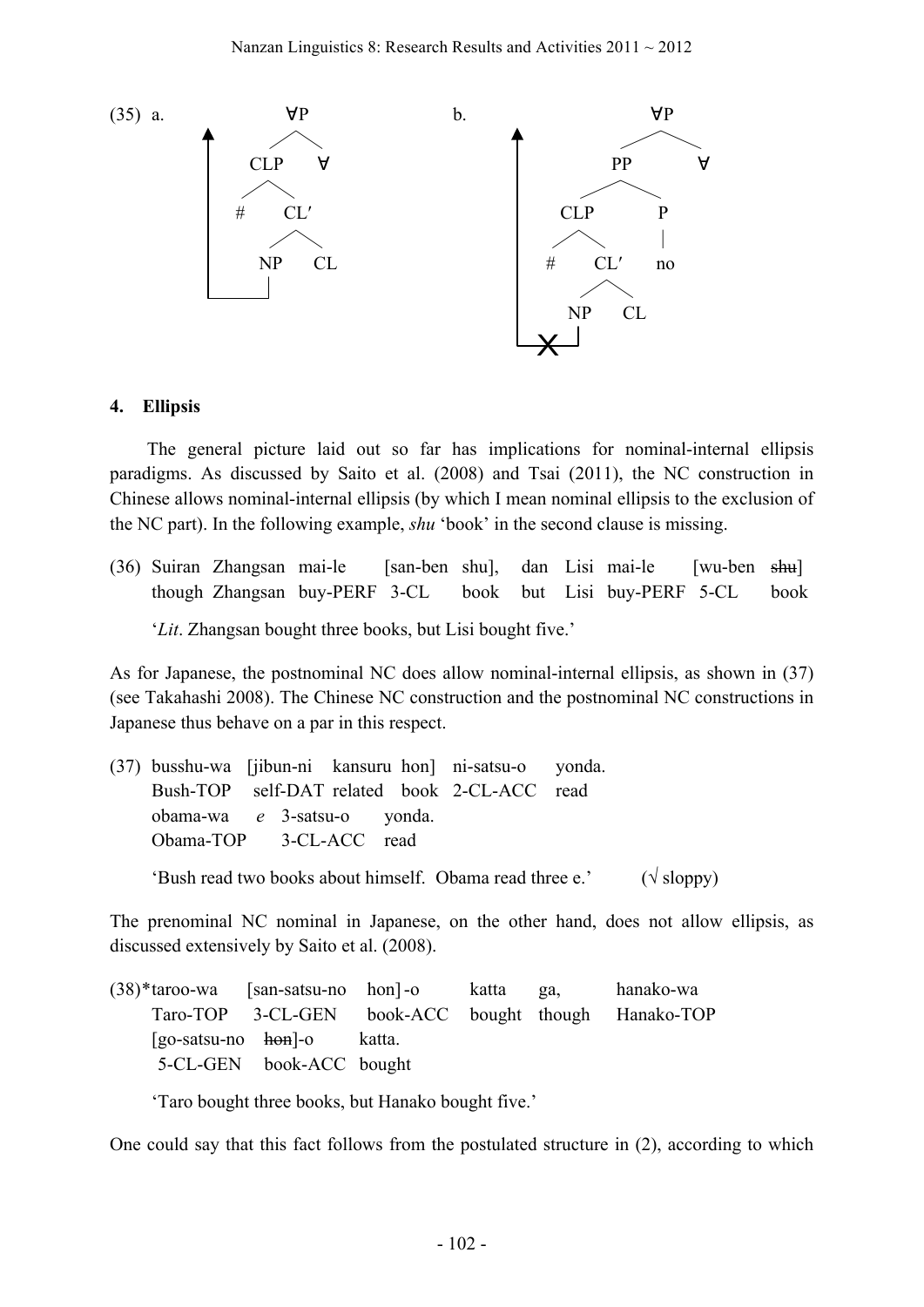(35) a. [tree diagram: ∀P → CLP ∀; CLP → # CL′; CL′ → NP CL; arrow from NP moving up]

b. [tree diagram: ∀P → PP ∀; PP → CLP P; P → no; CLP → # CL′; CL′ → NP CL; arrow from NP moving up, blocked (X)]

#### 4. Ellipsis

The general picture laid out so far has implications for nominal-internal ellipsis paradigms. As discussed by Saito et al. (2008) and Tsai (2011), the NC construction in Chinese allows nominal-internal ellipsis (by which I mean nominal ellipsis to the exclusion of the NC part). In the following example, *shu* 'book' in the second clause is missing.

(36) Suiran Zhangsan mai-le [san-ben shu], dan Lisi mai-le [wu-ben ~~shu~~]
 though Zhangsan buy-PERF 3-CL book but Lisi buy-PERF 5-CL book

 '*Lit*. Zhangsan bought three books, but Lisi bought five.'

As for Japanese, the postnominal NC does allow nominal-internal ellipsis, as shown in (37) (see Takahashi 2008). The Chinese NC construction and the postnominal NC constructions in Japanese thus behave on a par in this respect.

(37) busshu-wa [jibun-ni kansuru hon] ni-satsu-o yonda.
 Bush-TOP self-DAT related book 2-CL-ACC read
 obama-wa *e* 3-satsu-o yonda.
 Obama-TOP 3-CL-ACC read

 'Bush read two books about himself. Obama read three e.' (√ sloppy)

The prenominal NC nominal in Japanese, on the other hand, does not allow ellipsis, as discussed extensively by Saito et al. (2008).

(38)*taroo-wa [san-satsu-no hon]-o katta ga, hanako-wa
 Taro-TOP 3-CL-GEN book-ACC bought though Hanako-TOP
 [go-satsu-no ~~hon~~]-o katta.
 5-CL-GEN book-ACC bought

 'Taro bought three books, but Hanako bought five.'

One could say that this fact follows from the postulated structure in (2), according to which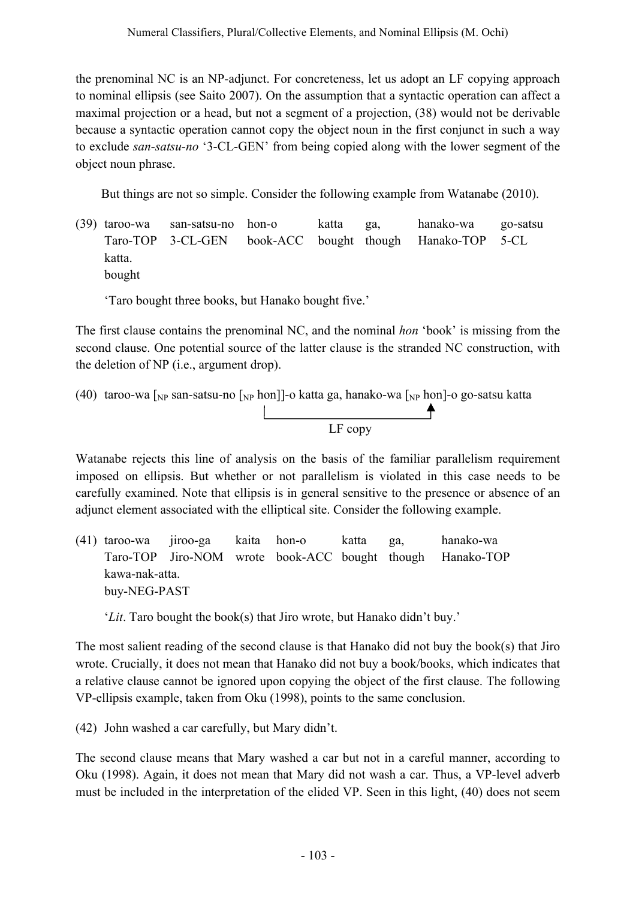the prenominal NC is an NP-adjunct. For concreteness, let us adopt an LF copying approach to nominal ellipsis (see Saito 2007). On the assumption that a syntactic operation can affect a maximal projection or a head, but not a segment of a projection, (38) would not be derivable because a syntactic operation cannot copy the object noun in the first conjunct in such a way to exclude *san-satsu-no* '3-CL-GEN' from being copied along with the lower segment of the object noun phrase.

But things are not so simple. Consider the following example from Watanabe (2010).

(39) taroo-wa san-satsu-no hon-o katta ga, hanako-wa go-satsu katta.
Taro-TOP 3-CL-GEN book-ACC bought though Hanako-TOP 5-CL bought

'Taro bought three books, but Hanako bought five.'

The first clause contains the prenominal NC, and the nominal *hon* 'book' is missing from the second clause. One potential source of the latter clause is the stranded NC construction, with the deletion of NP (i.e., argument drop).

(40) taroo-wa [$_{NP}$ san-satsu-no [$_{NP}$ hon]]-o katta ga, hanako-wa [$_{NP}$ hon]-o go-satsu katta

(LF copy: from the first [$_{NP}$ hon] to the second [$_{NP}$ hon])

Watanabe rejects this line of analysis on the basis of the familiar parallelism requirement imposed on ellipsis. But whether or not parallelism is violated in this case needs to be carefully examined. Note that ellipsis is in general sensitive to the presence or absence of an adjunct element associated with the elliptical site. Consider the following example.

(41) taroo-wa jiroo-ga kaita hon-o katta ga, hanako-wa kawa-nak-atta.
Taro-TOP Jiro-NOM wrote book-ACC bought though Hanako-TOP buy-NEG-PAST

'*Lit*. Taro bought the book(s) that Jiro wrote, but Hanako didn't buy.'

The most salient reading of the second clause is that Hanako did not buy the book(s) that Jiro wrote. Crucially, it does not mean that Hanako did not buy a book/books, which indicates that a relative clause cannot be ignored upon copying the object of the first clause. The following VP-ellipsis example, taken from Oku (1998), points to the same conclusion.

(42) John washed a car carefully, but Mary didn't.

The second clause means that Mary washed a car but not in a careful manner, according to Oku (1998). Again, it does not mean that Mary did not wash a car. Thus, a VP-level adverb must be included in the interpretation of the elided VP. Seen in this light, (40) does not seem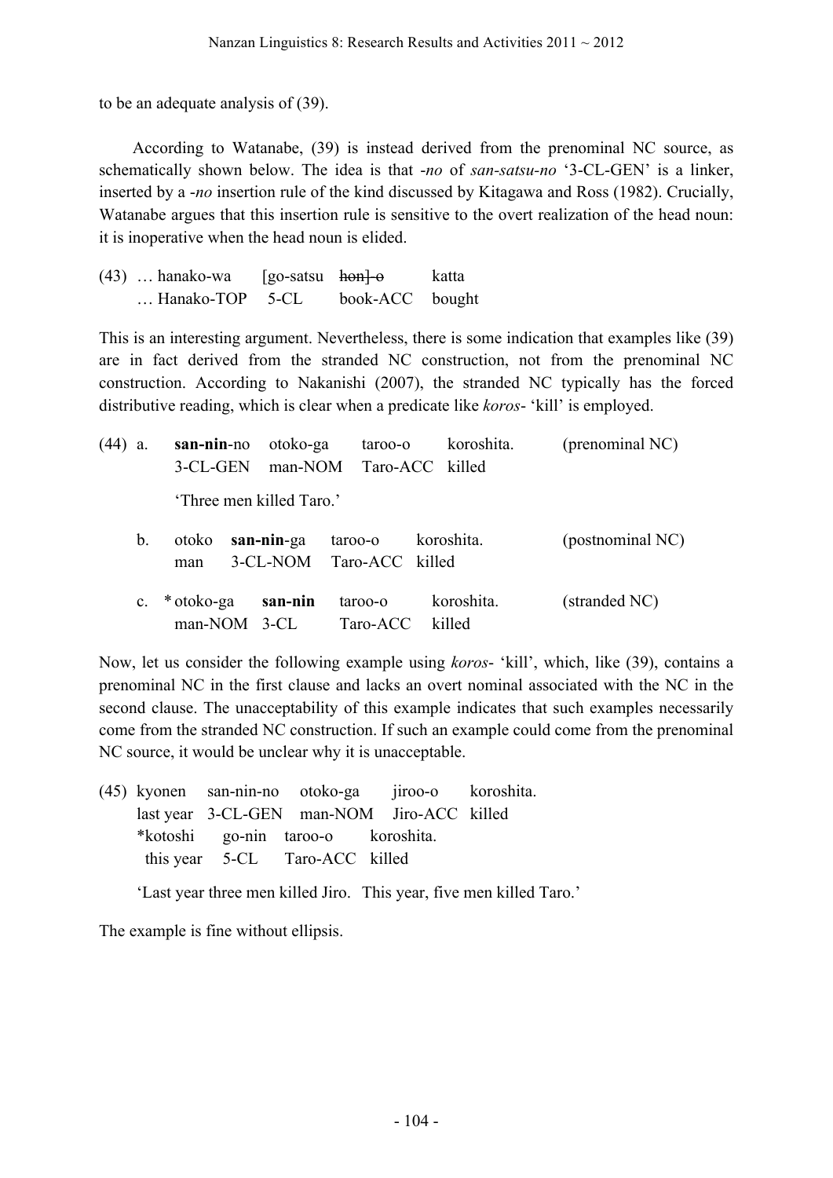to be an adequate analysis of (39).

According to Watanabe, (39) is instead derived from the prenominal NC source, as schematically shown below. The idea is that *-no* of *san-satsu-no* '3-CL-GEN' is a linker, inserted by a *-no* insertion rule of the kind discussed by Kitagawa and Ross (1982). Crucially, Watanabe argues that this insertion rule is sensitive to the overt realization of the head noun: it is inoperative when the head noun is elided.

(43) … hanako-wa [go-satsu ~~hon]-o~~ katta
… Hanako-TOP 5-CL book-ACC bought

This is an interesting argument. Nevertheless, there is some indication that examples like (39) are in fact derived from the stranded NC construction, not from the prenominal NC construction. According to Nakanishi (2007), the stranded NC typically has the forced distributive reading, which is clear when a predicate like *koros-* 'kill' is employed.

(44) a. **san-nin**-no otoko-ga taroo-o koroshita. (prenominal NC)
3-CL-GEN man-NOM Taro-ACC killed

'Three men killed Taro.'

b. otoko **san-nin**-ga taroo-o koroshita. (postnominal NC)
man 3-CL-NOM Taro-ACC killed

c. * otoko-ga **san-nin** taroo-o koroshita. (stranded NC)
man-NOM 3-CL Taro-ACC killed

Now, let us consider the following example using *koros-* 'kill', which, like (39), contains a prenominal NC in the first clause and lacks an overt nominal associated with the NC in the second clause. The unacceptability of this example indicates that such examples necessarily come from the stranded NC construction. If such an example could come from the prenominal NC source, it would be unclear why it is unacceptable.

(45) kyonen san-nin-no otoko-ga jiroo-o koroshita.
last year 3-CL-GEN man-NOM Jiro-ACC killed
*kotoshi go-nin taroo-o koroshita.
this year 5-CL Taro-ACC killed

'Last year three men killed Jiro. This year, five men killed Taro.'

The example is fine without ellipsis.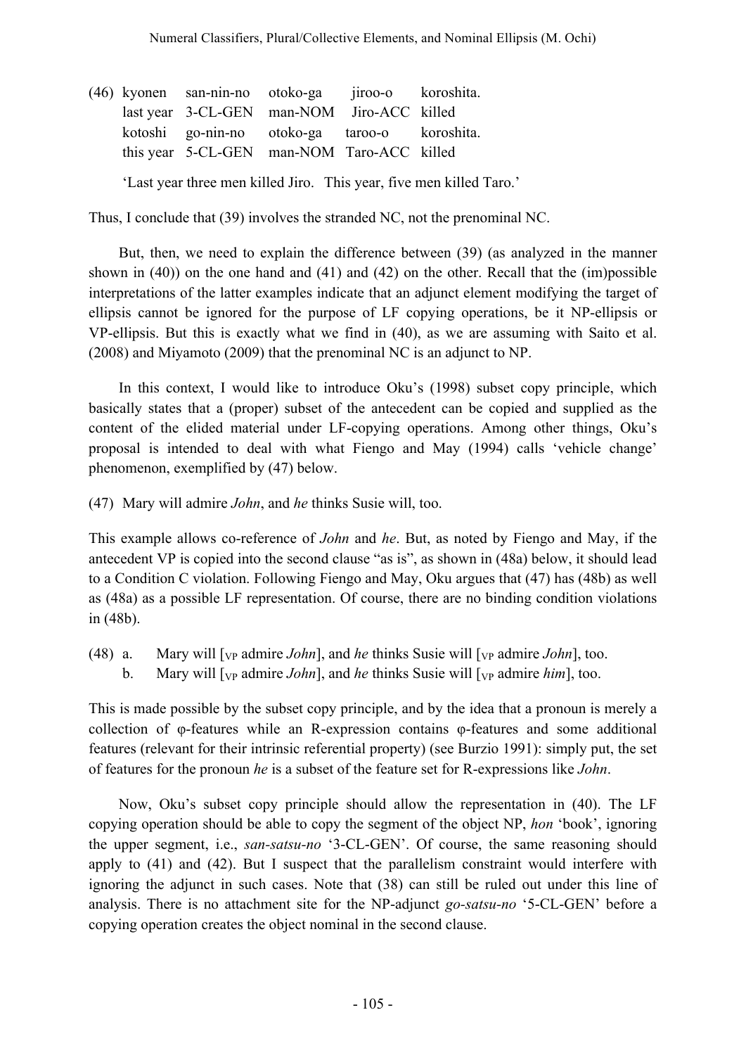(46) kyonen san-nin-no otoko-ga jiroo-o koroshita.
     last year 3-CL-GEN man-NOM Jiro-ACC killed
     kotoshi go-nin-no otoko-ga taroo-o koroshita.
     this year 5-CL-GEN man-NOM Taro-ACC killed

     'Last year three men killed Jiro. This year, five men killed Taro.'

Thus, I conclude that (39) involves the stranded NC, not the prenominal NC.

But, then, we need to explain the difference between (39) (as analyzed in the manner shown in (40)) on the one hand and (41) and (42) on the other. Recall that the (im)possible interpretations of the latter examples indicate that an adjunct element modifying the target of ellipsis cannot be ignored for the purpose of LF copying operations, be it NP-ellipsis or VP-ellipsis. But this is exactly what we find in (40), as we are assuming with Saito et al. (2008) and Miyamoto (2009) that the prenominal NC is an adjunct to NP.

In this context, I would like to introduce Oku's (1998) subset copy principle, which basically states that a (proper) subset of the antecedent can be copied and supplied as the content of the elided material under LF-copying operations. Among other things, Oku's proposal is intended to deal with what Fiengo and May (1994) calls 'vehicle change' phenomenon, exemplified by (47) below.

(47) Mary will admire *John*, and *he* thinks Susie will, too.

This example allows co-reference of *John* and *he*. But, as noted by Fiengo and May, if the antecedent VP is copied into the second clause "as is", as shown in (48a) below, it should lead to a Condition C violation. Following Fiengo and May, Oku argues that (47) has (48b) as well as (48a) as a possible LF representation. Of course, there are no binding condition violations in (48b).

(48) a. Mary will [$_{VP}$ admire *John*], and *he* thinks Susie will [$_{VP}$ admire *John*], too.
     b. Mary will [$_{VP}$ admire *John*], and *he* thinks Susie will [$_{VP}$ admire *him*], too.

This is made possible by the subset copy principle, and by the idea that a pronoun is merely a collection of φ-features while an R-expression contains φ-features and some additional features (relevant for their intrinsic referential property) (see Burzio 1991): simply put, the set of features for the pronoun *he* is a subset of the feature set for R-expressions like *John*.

Now, Oku's subset copy principle should allow the representation in (40). The LF copying operation should be able to copy the segment of the object NP, *hon* 'book', ignoring the upper segment, i.e., *san-satsu-no* '3-CL-GEN'. Of course, the same reasoning should apply to (41) and (42). But I suspect that the parallelism constraint would interfere with ignoring the adjunct in such cases. Note that (38) can still be ruled out under this line of analysis. There is no attachment site for the NP-adjunct *go-satsu-no* '5-CL-GEN' before a copying operation creates the object nominal in the second clause.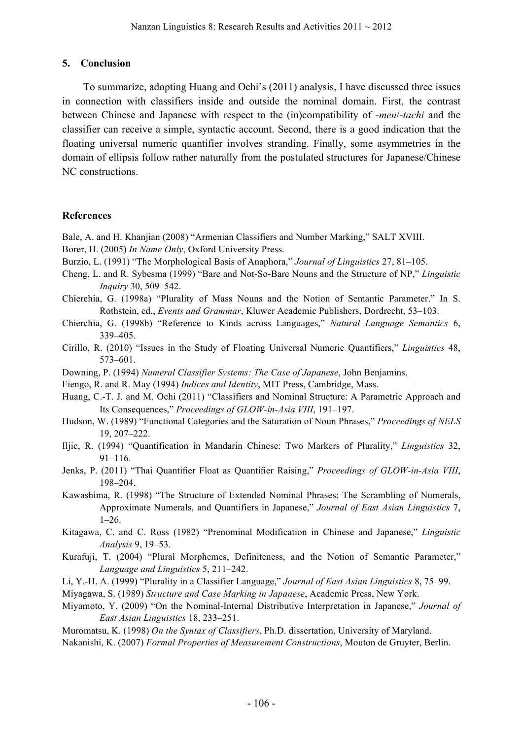## 5. Conclusion

To summarize, adopting Huang and Ochi's (2011) analysis, I have discussed three issues in connection with classifiers inside and outside the nominal domain. First, the contrast between Chinese and Japanese with respect to the (in)compatibility of *-men*/*-tachi* and the classifier can receive a simple, syntactic account. Second, there is a good indication that the floating universal numeric quantifier involves stranding. Finally, some asymmetries in the domain of ellipsis follow rather naturally from the postulated structures for Japanese/Chinese NC constructions.

## References

Bale, A. and H. Khanjian (2008) "Armenian Classifiers and Number Marking," SALT XVIII.

Borer, H. (2005) *In Name Only*, Oxford University Press.

Burzio, L. (1991) "The Morphological Basis of Anaphora," *Journal of Linguistics* 27, 81–105.

Cheng, L. and R. Sybesma (1999) "Bare and Not-So-Bare Nouns and the Structure of NP," *Linguistic Inquiry* 30, 509–542.

Chierchia, G. (1998a) "Plurality of Mass Nouns and the Notion of Semantic Parameter." In S. Rothstein, ed., *Events and Grammar*, Kluwer Academic Publishers, Dordrecht, 53–103.

Chierchia, G. (1998b) "Reference to Kinds across Languages," *Natural Language Semantics* 6, 339–405.

Cirillo, R. (2010) "Issues in the Study of Floating Universal Numeric Quantifiers," *Linguistics* 48, 573–601.

Downing, P. (1994) *Numeral Classifier Systems: The Case of Japanese*, John Benjamins.

Fiengo, R. and R. May (1994) *Indices and Identity*, MIT Press, Cambridge, Mass.

Huang, C.-T. J. and M. Ochi (2011) "Classifiers and Nominal Structure: A Parametric Approach and Its Consequences," *Proceedings of GLOW-in-Asia VIII*, 191–197.

Hudson, W. (1989) "Functional Categories and the Saturation of Noun Phrases," *Proceedings of NELS* 19, 207–222.

Iljic, R. (1994) "Quantification in Mandarin Chinese: Two Markers of Plurality," *Linguistics* 32, 91–116.

Jenks, P. (2011) "Thai Quantifier Float as Quantifier Raising," *Proceedings of GLOW-in-Asia VIII*, 198–204.

Kawashima, R. (1998) "The Structure of Extended Nominal Phrases: The Scrambling of Numerals, Approximate Numerals, and Quantifiers in Japanese," *Journal of East Asian Linguistics* 7, 1–26.

Kitagawa, C. and C. Ross (1982) "Prenominal Modification in Chinese and Japanese," *Linguistic Analysis* 9, 19–53.

Kurafuji, T. (2004) "Plural Morphemes, Definiteness, and the Notion of Semantic Parameter," *Language and Linguistics* 5, 211–242.

Li, Y.-H. A. (1999) "Plurality in a Classifier Language," *Journal of East Asian Linguistics* 8, 75–99.

Miyagawa, S. (1989) *Structure and Case Marking in Japanese*, Academic Press, New York.

Miyamoto, Y. (2009) "On the Nominal-Internal Distributive Interpretation in Japanese," *Journal of East Asian Linguistics* 18, 233–251.

Muromatsu, K. (1998) *On the Syntax of Classifiers*, Ph.D. dissertation, University of Maryland.

Nakanishi, K. (2007) *Formal Properties of Measurement Constructions*, Mouton de Gruyter, Berlin.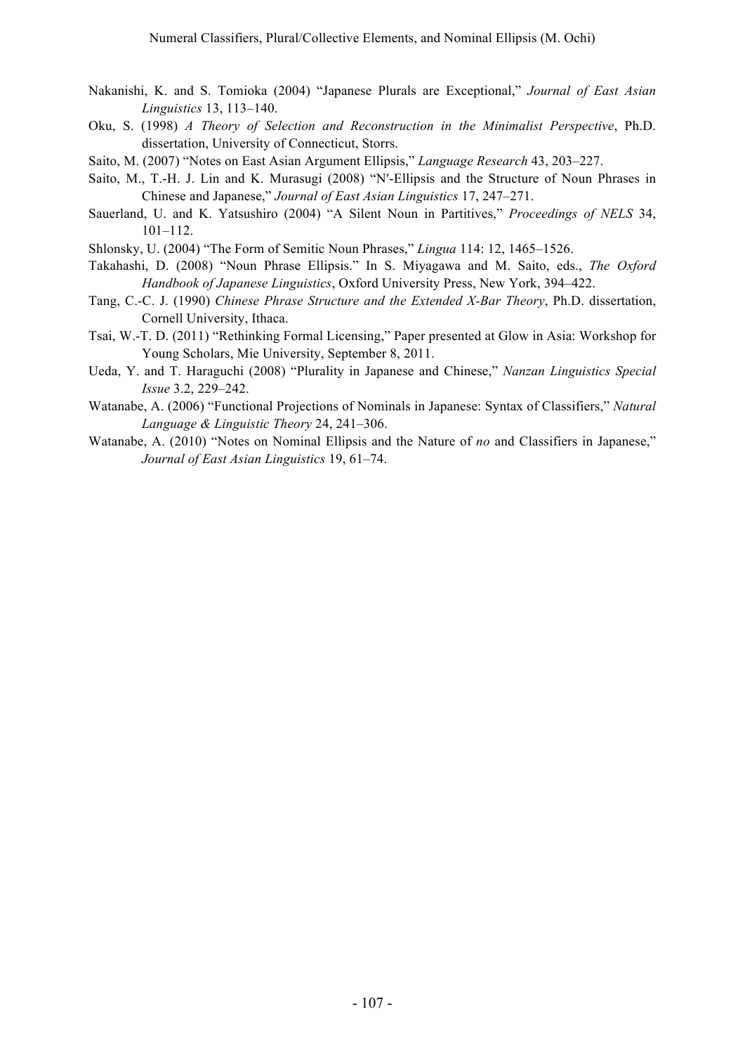Nakanishi, K. and S. Tomioka (2004) “Japanese Plurals are Exceptional,” *Journal of East Asian Linguistics* 13, 113–140.

Oku, S. (1998) *A Theory of Selection and Reconstruction in the Minimalist Perspective*, Ph.D. dissertation, University of Connecticut, Storrs.

Saito, M. (2007) “Notes on East Asian Argument Ellipsis,” *Language Research* 43, 203–227.

Saito, M., T.-H. J. Lin and K. Murasugi (2008) “N′-Ellipsis and the Structure of Noun Phrases in Chinese and Japanese,” *Journal of East Asian Linguistics* 17, 247–271.

Sauerland, U. and K. Yatsushiro (2004) “A Silent Noun in Partitives,” *Proceedings of NELS* 34, 101–112.

Shlonsky, U. (2004) “The Form of Semitic Noun Phrases,” *Lingua* 114: 12, 1465–1526.

Takahashi, D. (2008) “Noun Phrase Ellipsis.” In S. Miyagawa and M. Saito, eds., *The Oxford Handbook of Japanese Linguistics*, Oxford University Press, New York, 394–422.

Tang, C.-C. J. (1990) *Chinese Phrase Structure and the Extended X-Bar Theory*, Ph.D. dissertation, Cornell University, Ithaca.

Tsai, W.-T. D. (2011) “Rethinking Formal Licensing,” Paper presented at Glow in Asia: Workshop for Young Scholars, Mie University, September 8, 2011.

Ueda, Y. and T. Haraguchi (2008) “Plurality in Japanese and Chinese,” *Nanzan Linguistics Special Issue* 3.2, 229–242.

Watanabe, A. (2006) “Functional Projections of Nominals in Japanese: Syntax of Classifiers,” *Natural Language & Linguistic Theory* 24, 241–306.

Watanabe, A. (2010) “Notes on Nominal Ellipsis and the Nature of *no* and Classifiers in Japanese,” *Journal of East Asian Linguistics* 19, 61–74.